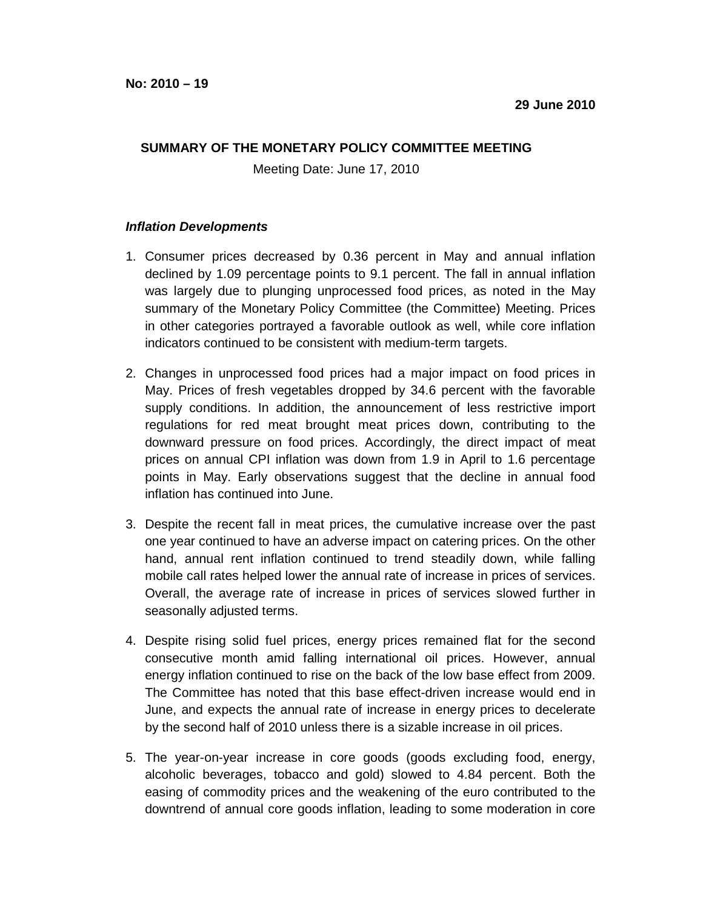**No: 2010 – 19**

**29 June 2010**

**SUMMARY OF THE MONETARY POLICY COMMITTEE MEETING**

Meeting Date: June 17, 2010

***Inflation Developments***

1. Consumer prices decreased by 0.36 percent in May and annual inflation declined by 1.09 percentage points to 9.1 percent. The fall in annual inflation was largely due to plunging unprocessed food prices, as noted in the May summary of the Monetary Policy Committee (the Committee) Meeting. Prices in other categories portrayed a favorable outlook as well, while core inflation indicators continued to be consistent with medium-term targets.

2. Changes in unprocessed food prices had a major impact on food prices in May. Prices of fresh vegetables dropped by 34.6 percent with the favorable supply conditions. In addition, the announcement of less restrictive import regulations for red meat brought meat prices down, contributing to the downward pressure on food prices. Accordingly, the direct impact of meat prices on annual CPI inflation was down from 1.9 in April to 1.6 percentage points in May. Early observations suggest that the decline in annual food inflation has continued into June.

3. Despite the recent fall in meat prices, the cumulative increase over the past one year continued to have an adverse impact on catering prices. On the other hand, annual rent inflation continued to trend steadily down, while falling mobile call rates helped lower the annual rate of increase in prices of services. Overall, the average rate of increase in prices of services slowed further in seasonally adjusted terms.

4. Despite rising solid fuel prices, energy prices remained flat for the second consecutive month amid falling international oil prices. However, annual energy inflation continued to rise on the back of the low base effect from 2009. The Committee has noted that this base effect-driven increase would end in June, and expects the annual rate of increase in energy prices to decelerate by the second half of 2010 unless there is a sizable increase in oil prices.

5. The year-on-year increase in core goods (goods excluding food, energy, alcoholic beverages, tobacco and gold) slowed to 4.84 percent. Both the easing of commodity prices and the weakening of the euro contributed to the downtrend of annual core goods inflation, leading to some moderation in core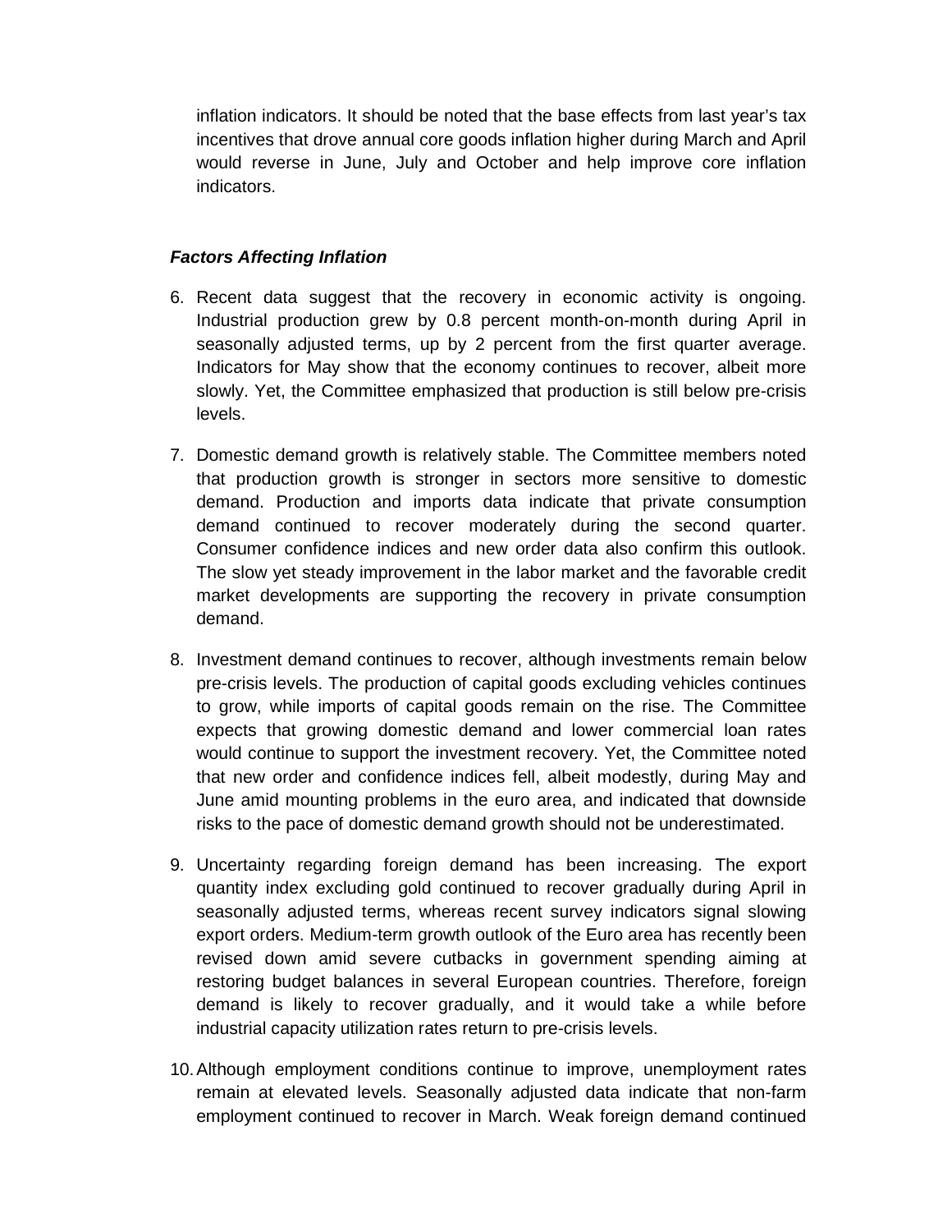inflation indicators. It should be noted that the base effects from last year's tax incentives that drove annual core goods inflation higher during March and April would reverse in June, July and October and help improve core inflation indicators.

***Factors Affecting Inflation***

6. Recent data suggest that the recovery in economic activity is ongoing. Industrial production grew by 0.8 percent month-on-month during April in seasonally adjusted terms, up by 2 percent from the first quarter average. Indicators for May show that the economy continues to recover, albeit more slowly. Yet, the Committee emphasized that production is still below pre-crisis levels.

7. Domestic demand growth is relatively stable. The Committee members noted that production growth is stronger in sectors more sensitive to domestic demand. Production and imports data indicate that private consumption demand continued to recover moderately during the second quarter. Consumer confidence indices and new order data also confirm this outlook. The slow yet steady improvement in the labor market and the favorable credit market developments are supporting the recovery in private consumption demand.

8. Investment demand continues to recover, although investments remain below pre-crisis levels. The production of capital goods excluding vehicles continues to grow, while imports of capital goods remain on the rise. The Committee expects that growing domestic demand and lower commercial loan rates would continue to support the investment recovery. Yet, the Committee noted that new order and confidence indices fell, albeit modestly, during May and June amid mounting problems in the euro area, and indicated that downside risks to the pace of domestic demand growth should not be underestimated.

9. Uncertainty regarding foreign demand has been increasing. The export quantity index excluding gold continued to recover gradually during April in seasonally adjusted terms, whereas recent survey indicators signal slowing export orders. Medium-term growth outlook of the Euro area has recently been revised down amid severe cutbacks in government spending aiming at restoring budget balances in several European countries. Therefore, foreign demand is likely to recover gradually, and it would take a while before industrial capacity utilization rates return to pre-crisis levels.

10. Although employment conditions continue to improve, unemployment rates remain at elevated levels. Seasonally adjusted data indicate that non-farm employment continued to recover in March. Weak foreign demand continued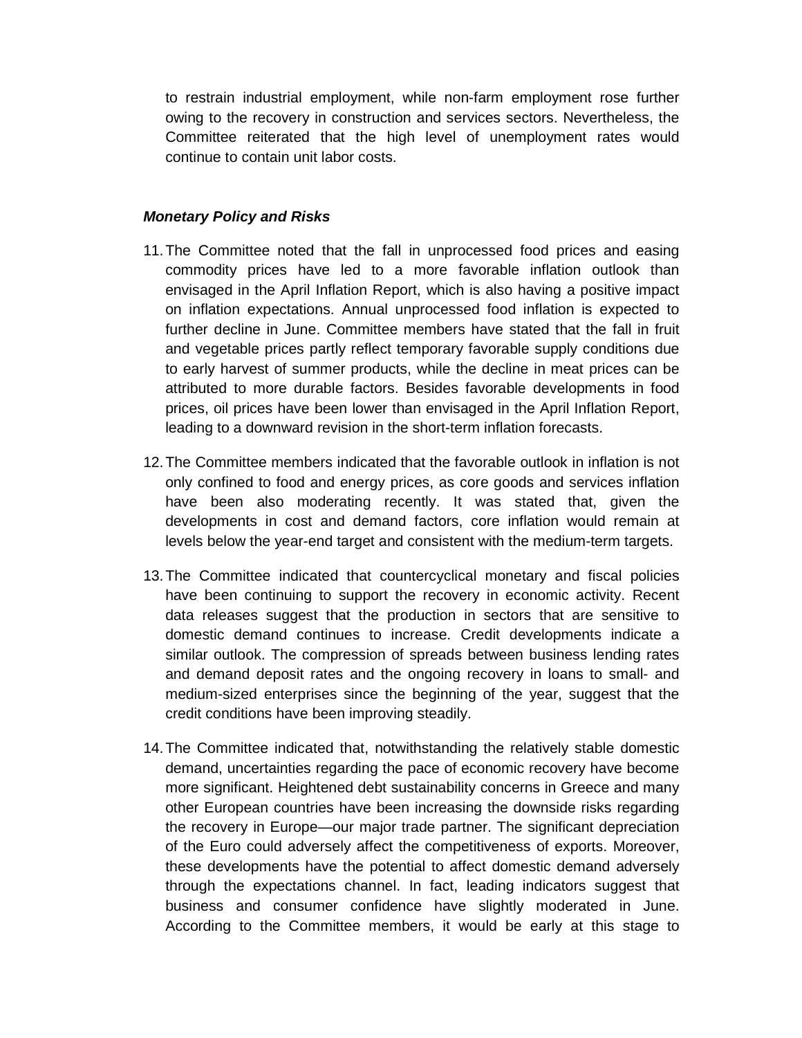to restrain industrial employment, while non-farm employment rose further owing to the recovery in construction and services sectors. Nevertheless, the Committee reiterated that the high level of unemployment rates would continue to contain unit labor costs.

***Monetary Policy and Risks***

11. The Committee noted that the fall in unprocessed food prices and easing commodity prices have led to a more favorable inflation outlook than envisaged in the April Inflation Report, which is also having a positive impact on inflation expectations. Annual unprocessed food inflation is expected to further decline in June. Committee members have stated that the fall in fruit and vegetable prices partly reflect temporary favorable supply conditions due to early harvest of summer products, while the decline in meat prices can be attributed to more durable factors. Besides favorable developments in food prices, oil prices have been lower than envisaged in the April Inflation Report, leading to a downward revision in the short-term inflation forecasts.

12. The Committee members indicated that the favorable outlook in inflation is not only confined to food and energy prices, as core goods and services inflation have been also moderating recently. It was stated that, given the developments in cost and demand factors, core inflation would remain at levels below the year-end target and consistent with the medium-term targets.

13. The Committee indicated that countercyclical monetary and fiscal policies have been continuing to support the recovery in economic activity. Recent data releases suggest that the production in sectors that are sensitive to domestic demand continues to increase. Credit developments indicate a similar outlook. The compression of spreads between business lending rates and demand deposit rates and the ongoing recovery in loans to small- and medium-sized enterprises since the beginning of the year, suggest that the credit conditions have been improving steadily.

14. The Committee indicated that, notwithstanding the relatively stable domestic demand, uncertainties regarding the pace of economic recovery have become more significant. Heightened debt sustainability concerns in Greece and many other European countries have been increasing the downside risks regarding the recovery in Europe—our major trade partner. The significant depreciation of the Euro could adversely affect the competitiveness of exports. Moreover, these developments have the potential to affect domestic demand adversely through the expectations channel. In fact, leading indicators suggest that business and consumer confidence have slightly moderated in June. According to the Committee members, it would be early at this stage to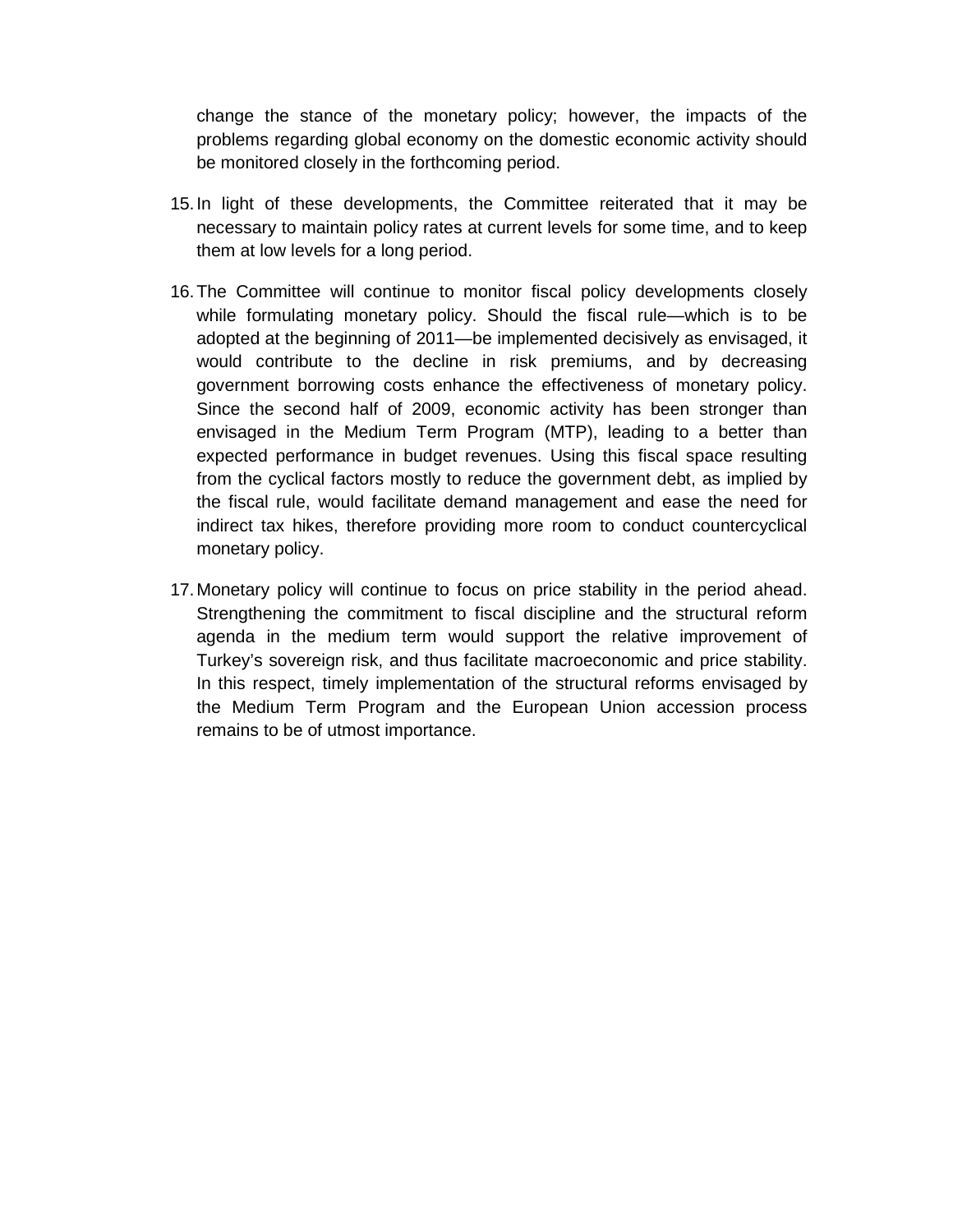change the stance of the monetary policy; however, the impacts of the problems regarding global economy on the domestic economic activity should be monitored closely in the forthcoming period.

15. In light of these developments, the Committee reiterated that it may be necessary to maintain policy rates at current levels for some time, and to keep them at low levels for a long period.

16. The Committee will continue to monitor fiscal policy developments closely while formulating monetary policy. Should the fiscal rule—which is to be adopted at the beginning of 2011—be implemented decisively as envisaged, it would contribute to the decline in risk premiums, and by decreasing government borrowing costs enhance the effectiveness of monetary policy. Since the second half of 2009, economic activity has been stronger than envisaged in the Medium Term Program (MTP), leading to a better than expected performance in budget revenues. Using this fiscal space resulting from the cyclical factors mostly to reduce the government debt, as implied by the fiscal rule, would facilitate demand management and ease the need for indirect tax hikes, therefore providing more room to conduct countercyclical monetary policy.

17. Monetary policy will continue to focus on price stability in the period ahead. Strengthening the commitment to fiscal discipline and the structural reform agenda in the medium term would support the relative improvement of Turkey's sovereign risk, and thus facilitate macroeconomic and price stability. In this respect, timely implementation of the structural reforms envisaged by the Medium Term Program and the European Union accession process remains to be of utmost importance.